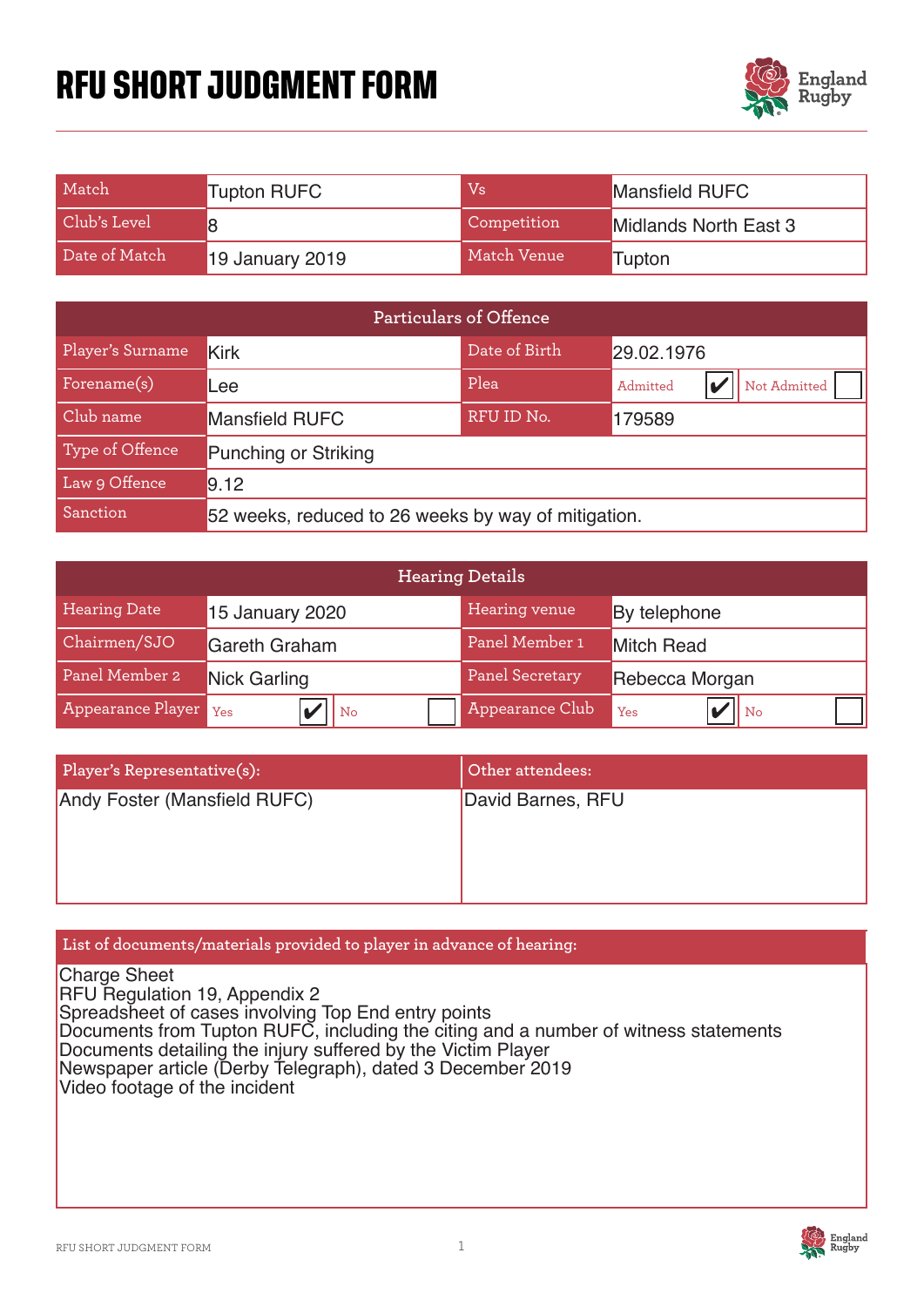# RFU SHORT JUDGMENT FORM

| Match | Tupton RUFC | Vs | Mansfield RUFC |
|---|---|---|---|
| Club's Level | 8 | Competition | Midlands North East 3 |
| Date of Match | 19 January 2019 | Match Venue | Tupton |

| Particulars of Offence | | | |
|---|---|---|---|
| Player's Surname | Kirk | Date of Birth | 29.02.1976 |
| Forename(s) | Lee | Plea | Admitted ✔ / Not Admitted ☐ |
| Club name | Mansfield RUFC | RFU ID No. | 179589 |
| Type of Offence | Punching or Striking | | |
| Law 9 Offence | 9.12 | | |
| Sanction | 52 weeks, reduced to 26 weeks by way of mitigation. | | |

| Hearing Details | | | |
|---|---|---|---|
| Hearing Date | 15 January 2020 | Hearing venue | By telephone |
| Chairmen/SJO | Gareth Graham | Panel Member 1 | Mitch Read |
| Panel Member 2 | Nick Garling | Panel Secretary | Rebecca Morgan |
| Appearance Player | Yes ✔ / No ☐ | Appearance Club | Yes ✔ / No ☐ |

| Player's Representative(s): | Other attendees: |
|---|---|
| Andy Foster (Mansfield RUFC) | David Barnes, RFU |

**List of documents/materials provided to player in advance of hearing:**

Charge Sheet
RFU Regulation 19, Appendix 2
Spreadsheet of cases involving Top End entry points
Documents from Tupton RUFC, including the citing and a number of witness statements
Documents detailing the injury suffered by the Victim Player
Newspaper article (Derby Telegraph), dated 3 December 2019
Video footage of the incident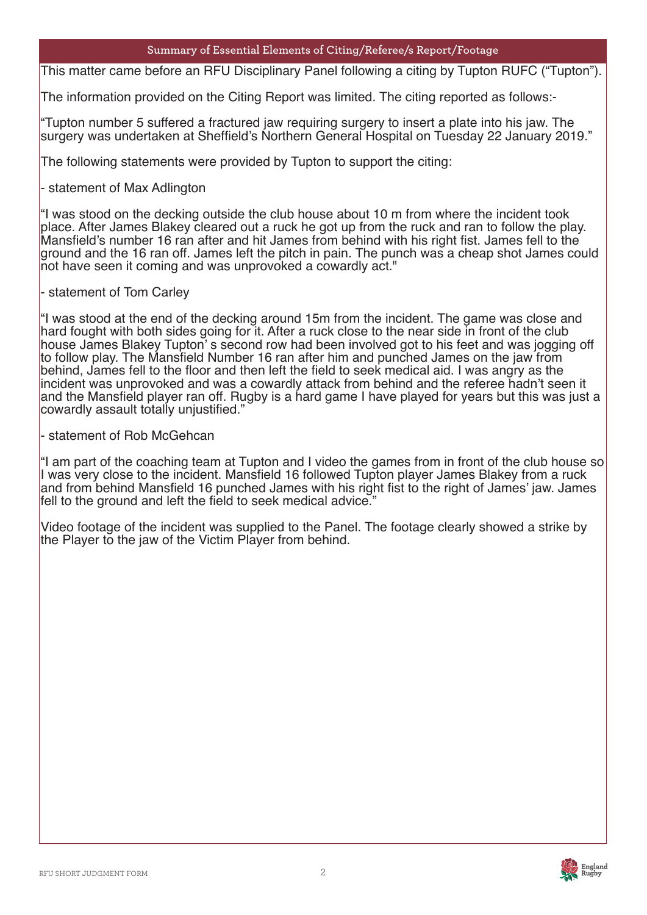## Summary of Essential Elements of Citing/Referee/s Report/Footage

This matter came before an RFU Disciplinary Panel following a citing by Tupton RUFC ("Tupton").

The information provided on the Citing Report was limited. The citing reported as follows:-

"Tupton number 5 suffered a fractured jaw requiring surgery to insert a plate into his jaw. The surgery was undertaken at Sheffield's Northern General Hospital on Tuesday 22 January 2019."

The following statements were provided by Tupton to support the citing:

- statement of Max Adlington

"I was stood on the decking outside the club house about 10 m from where the incident took place. After James Blakey cleared out a ruck he got up from the ruck and ran to follow the play. Mansfield's number 16 ran after and hit James from behind with his right fist. James fell to the ground and the 16 ran off. James left the pitch in pain. The punch was a cheap shot James could not have seen it coming and was unprovoked a cowardly act."

- statement of Tom Carley

"I was stood at the end of the decking around 15m from the incident. The game was close and hard fought with both sides going for it. After a ruck close to the near side in front of the club house James Blakey Tupton' s second row had been involved got to his feet and was jogging off to follow play. The Mansfield Number 16 ran after him and punched James on the jaw from behind, James fell to the floor and then left the field to seek medical aid. I was angry as the incident was unprovoked and was a cowardly attack from behind and the referee hadn't seen it and the Mansfield player ran off. Rugby is a hard game I have played for years but this was just a cowardly assault totally unjustified."

- statement of Rob McGehcan

"I am part of the coaching team at Tupton and I video the games from in front of the club house so I was very close to the incident. Mansfield 16 followed Tupton player James Blakey from a ruck and from behind Mansfield 16 punched James with his right fist to the right of James' jaw. James fell to the ground and left the field to seek medical advice."

Video footage of the incident was supplied to the Panel. The footage clearly showed a strike by the Player to the jaw of the Victim Player from behind.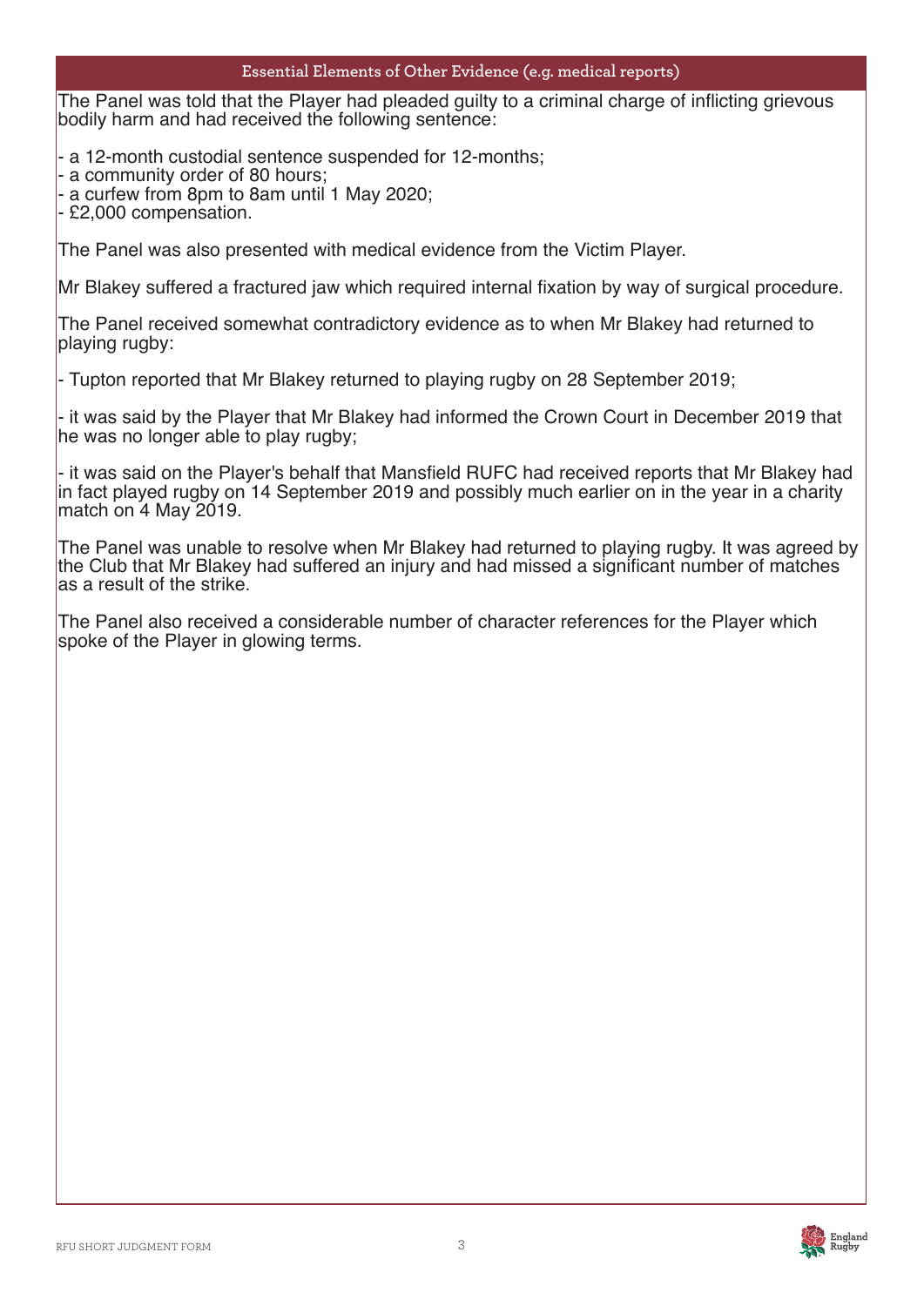## Essential Elements of Other Evidence (e.g. medical reports)

The Panel was told that the Player had pleaded guilty to a criminal charge of inflicting grievous bodily harm and had received the following sentence:

- a 12-month custodial sentence suspended for 12-months;
- a community order of 80 hours;
- a curfew from 8pm to 8am until 1 May 2020;
- £2,000 compensation.

The Panel was also presented with medical evidence from the Victim Player.

Mr Blakey suffered a fractured jaw which required internal fixation by way of surgical procedure.

The Panel received somewhat contradictory evidence as to when Mr Blakey had returned to playing rugby:

- Tupton reported that Mr Blakey returned to playing rugby on 28 September 2019;

- it was said by the Player that Mr Blakey had informed the Crown Court in December 2019 that he was no longer able to play rugby;

- it was said on the Player's behalf that Mansfield RUFC had received reports that Mr Blakey had in fact played rugby on 14 September 2019 and possibly much earlier on in the year in a charity match on 4 May 2019.

The Panel was unable to resolve when Mr Blakey had returned to playing rugby. It was agreed by the Club that Mr Blakey had suffered an injury and had missed a significant number of matches as a result of the strike.

The Panel also received a considerable number of character references for the Player which spoke of the Player in glowing terms.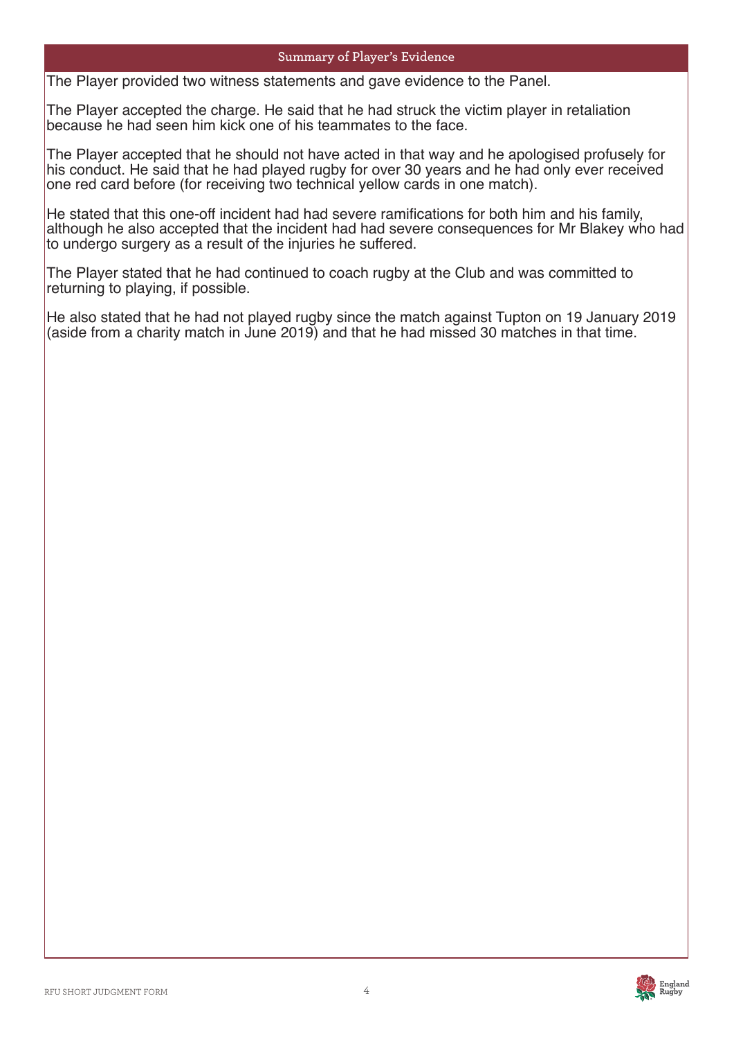## Summary of Player's Evidence

The Player provided two witness statements and gave evidence to the Panel.

The Player accepted the charge. He said that he had struck the victim player in retaliation because he had seen him kick one of his teammates to the face.

The Player accepted that he should not have acted in that way and he apologised profusely for his conduct. He said that he had played rugby for over 30 years and he had only ever received one red card before (for receiving two technical yellow cards in one match).

He stated that this one-off incident had had severe ramifications for both him and his family, although he also accepted that the incident had had severe consequences for Mr Blakey who had to undergo surgery as a result of the injuries he suffered.

The Player stated that he had continued to coach rugby at the Club and was committed to returning to playing, if possible.

He also stated that he had not played rugby since the match against Tupton on 19 January 2019 (aside from a charity match in June 2019) and that he had missed 30 matches in that time.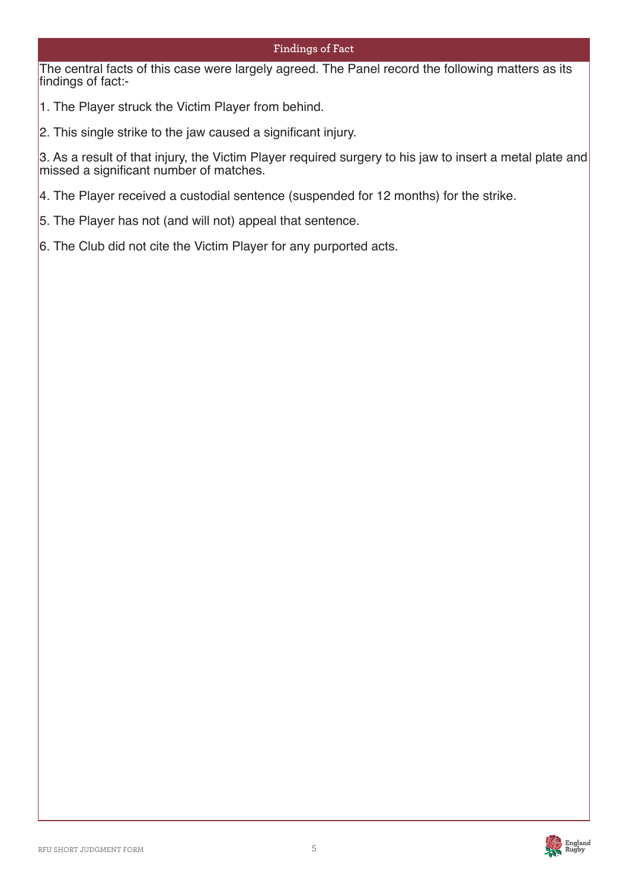## Findings of Fact

The central facts of this case were largely agreed. The Panel record the following matters as its findings of fact:-

1. The Player struck the Victim Player from behind.

2. This single strike to the jaw caused a significant injury.

3. As a result of that injury, the Victim Player required surgery to his jaw to insert a metal plate and missed a significant number of matches.

4. The Player received a custodial sentence (suspended for 12 months) for the strike.

5. The Player has not (and will not) appeal that sentence.

6. The Club did not cite the Victim Player for any purported acts.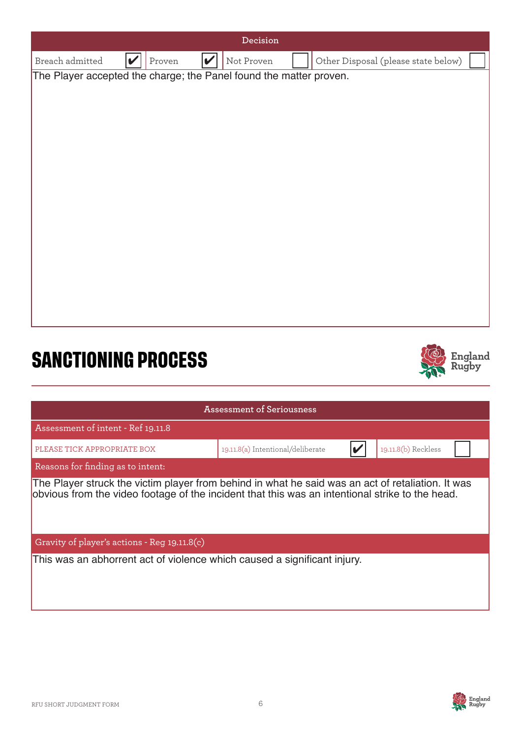| Decision | | | | | | | |
|---|---|---|---|---|---|---|---|
| Breach admitted | ✔ | Proven | ✔ | Not Proven | | Other Disposal (please state below) | |

The Player accepted the charge; the Panel found the matter proven.

# SANCTIONING PROCESS

| Assessment of Seriousness | | | | |
|---|---|---|---|---|
| Assessment of intent - Ref 19.11.8 | | | | |
| PLEASE TICK APPROPRIATE BOX | 19.11.8(a) Intentional/deliberate | ✔ | 19.11.8(b) Reckless | |

Reasons for finding as to intent:

The Player struck the victim player from behind in what he said was an act of retaliation. It was obvious from the video footage of the incident that this was an intentional strike to the head.

Gravity of player's actions - Reg 19.11.8(c)

This was an abhorrent act of violence which caused a significant injury.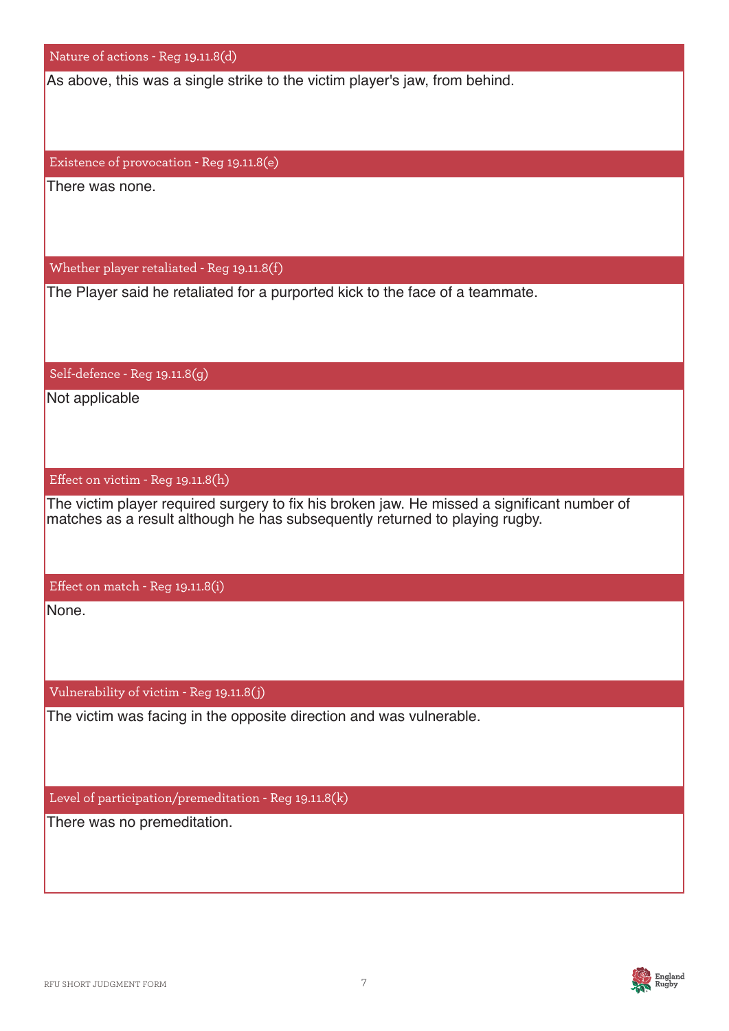### Nature of actions - Reg 19.11.8(d)

As above, this was a single strike to the victim player's jaw, from behind.

### Existence of provocation - Reg 19.11.8(e)

There was none.

### Whether player retaliated - Reg 19.11.8(f)

The Player said he retaliated for a purported kick to the face of a teammate.

### Self-defence - Reg 19.11.8(g)

Not applicable

### Effect on victim - Reg 19.11.8(h)

The victim player required surgery to fix his broken jaw. He missed a significant number of matches as a result although he has subsequently returned to playing rugby.

### Effect on match - Reg 19.11.8(i)

None.

### Vulnerability of victim - Reg 19.11.8(j)

The victim was facing in the opposite direction and was vulnerable.

### Level of participation/premeditation - Reg 19.11.8(k)

There was no premeditation.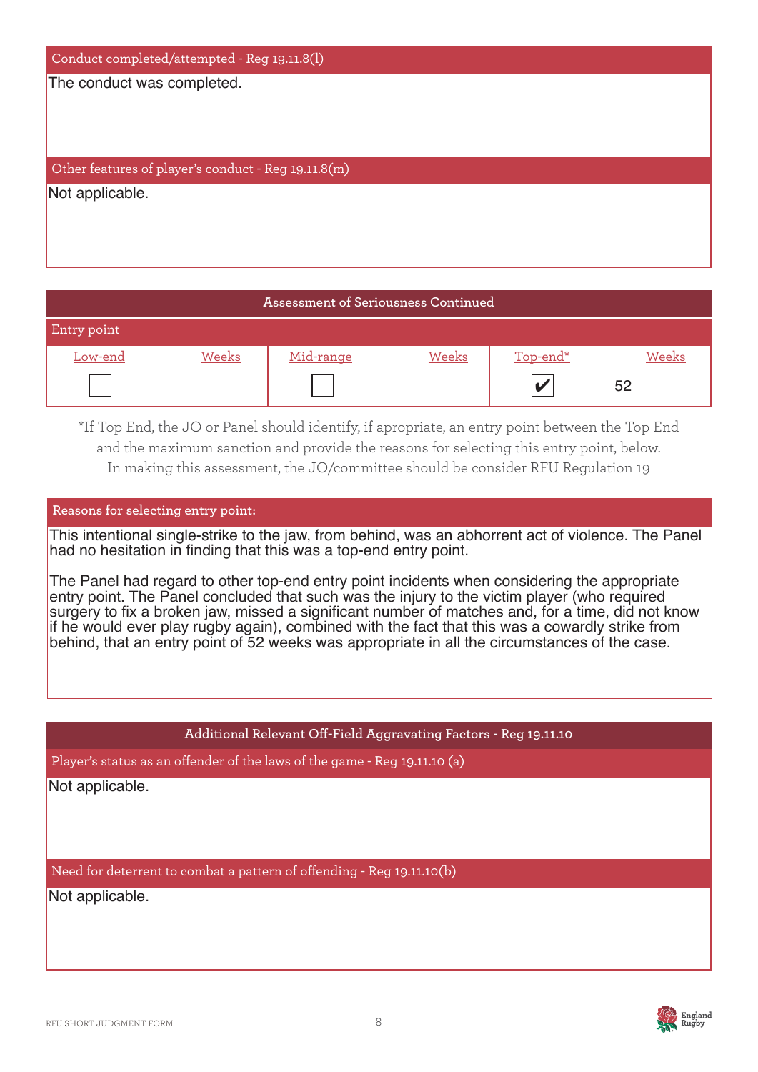### Conduct completed/attempted - Reg 19.11.8(l)

The conduct was completed.

### Other features of player's conduct - Reg 19.11.8(m)

Not applicable.

## Assessment of Seriousness Continued

### Entry point

| Low-end | Weeks | Mid-range | Weeks | Top-end* | Weeks |
|---|---|---|---|---|---|
| ☐ | | ☐ | | ☑ | 52 |

*If Top End, the JO or Panel should identify, if apropriate, an entry point between the Top End and the maximum sanction and provide the reasons for selecting this entry point, below. In making this assessment, the JO/committee should be consider RFU Regulation 19

### Reasons for selecting entry point:

This intentional single-strike to the jaw, from behind, was an abhorrent act of violence. The Panel had no hesitation in finding that this was a top-end entry point.

The Panel had regard to other top-end entry point incidents when considering the appropriate entry point. The Panel concluded that such was the injury to the victim player (who required surgery to fix a broken jaw, missed a significant number of matches and, for a time, did not know if he would ever play rugby again), combined with the fact that this was a cowardly strike from behind, that an entry point of 52 weeks was appropriate in all the circumstances of the case.

## Additional Relevant Off-Field Aggravating Factors - Reg 19.11.10

### Player's status as an offender of the laws of the game - Reg 19.11.10 (a)

Not applicable.

### Need for deterrent to combat a pattern of offending - Reg 19.11.10(b)

Not applicable.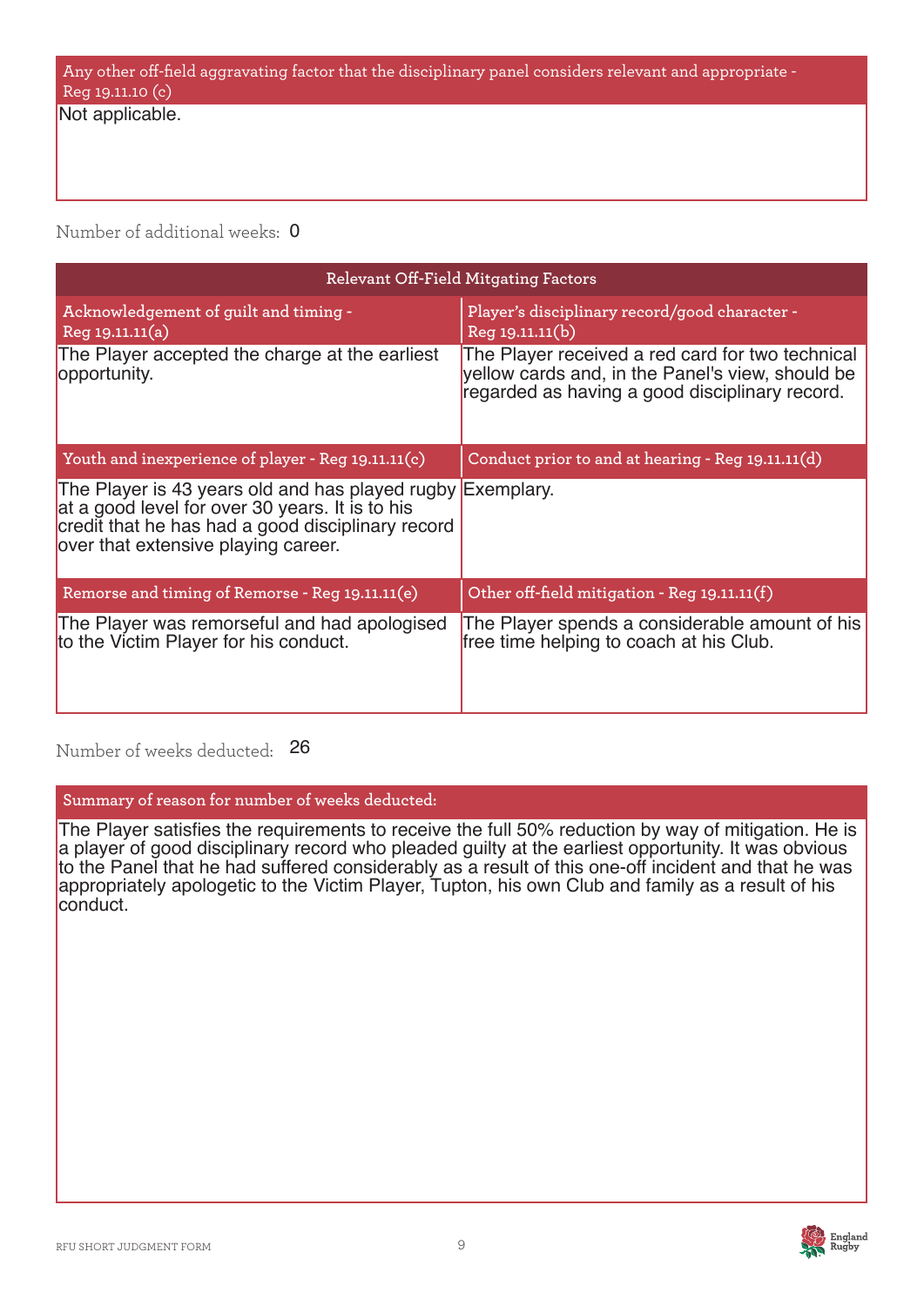| Any other off-field aggravating factor that the disciplinary panel considers relevant and appropriate - Reg 19.11.10 (c) |
|---|
| Not applicable. |

Number of additional weeks: 0

| Relevant Off-Field Mitgating Factors | |
|---|---|
| **Acknowledgement of guilt and timing - Reg 19.11.11(a)** | **Player's disciplinary record/good character - Reg 19.11.11(b)** |
| The Player accepted the charge at the earliest opportunity. | The Player received a red card for two technical yellow cards and, in the Panel's view, should be regarded as having a good disciplinary record. |
| **Youth and inexperience of player - Reg 19.11.11(c)** | **Conduct prior to and at hearing - Reg 19.11.11(d)** |
| The Player is 43 years old and has played rugby at a good level for over 30 years. It is to his credit that he has had a good disciplinary record over that extensive playing career. | Exemplary. |
| **Remorse and timing of Remorse - Reg 19.11.11(e)** | **Other off-field mitigation - Reg 19.11.11(f)** |
| The Player was remorseful and had apologised to the Victim Player for his conduct. | The Player spends a considerable amount of his free time helping to coach at his Club. |

Number of weeks deducted: 26

| Summary of reason for number of weeks deducted: |
|---|
| The Player satisfies the requirements to receive the full 50% reduction by way of mitigation. He is a player of good disciplinary record who pleaded guilty at the earliest opportunity. It was obvious to the Panel that he had suffered considerably as a result of this one-off incident and that he was appropriately apologetic to the Victim Player, Tupton, his own Club and family as a result of his conduct. |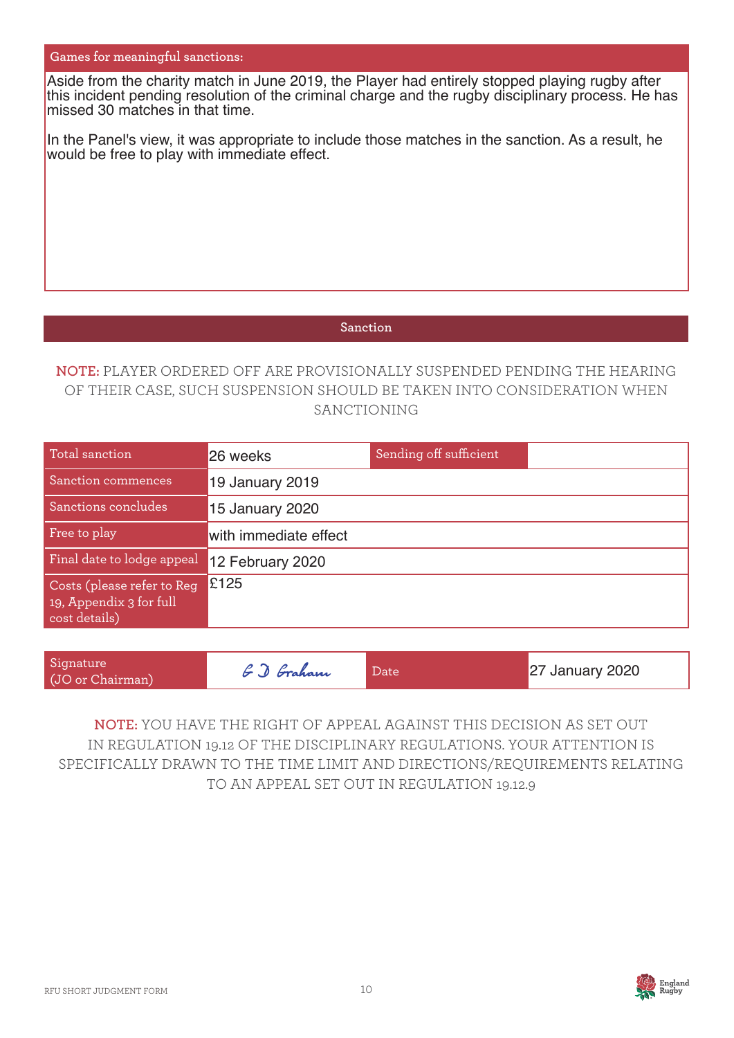### Games for meaningful sanctions:

Aside from the charity match in June 2019, the Player had entirely stopped playing rugby after this incident pending resolution of the criminal charge and the rugby disciplinary process. He has missed 30 matches in that time.

In the Panel's view, it was appropriate to include those matches in the sanction. As a result, he would be free to play with immediate effect.

## Sanction

**NOTE:** PLAYER ORDERED OFF ARE PROVISIONALLY SUSPENDED PENDING THE HEARING OF THEIR CASE, SUCH SUSPENSION SHOULD BE TAKEN INTO CONSIDERATION WHEN SANCTIONING

| | | | |
|---|---|---|---|
| Total sanction | 26 weeks | Sending off sufficient | |
| Sanction commences | 19 January 2019 | | |
| Sanctions concludes | 15 January 2020 | | |
| Free to play | with immediate effect | | |
| Final date to lodge appeal | 12 February 2020 | | |
| Costs (please refer to Reg 19, Appendix 3 for full cost details) | £125 | | |

| | | | |
|---|---|---|---|
| Signature (JO or Chairman) | G D Graham | Date | 27 January 2020 |

**NOTE:** YOU HAVE THE RIGHT OF APPEAL AGAINST THIS DECISION AS SET OUT IN REGULATION 19.12 OF THE DISCIPLINARY REGULATIONS. YOUR ATTENTION IS SPECIFICALLY DRAWN TO THE TIME LIMIT AND DIRECTIONS/REQUIREMENTS RELATING TO AN APPEAL SET OUT IN REGULATION 19.12.9